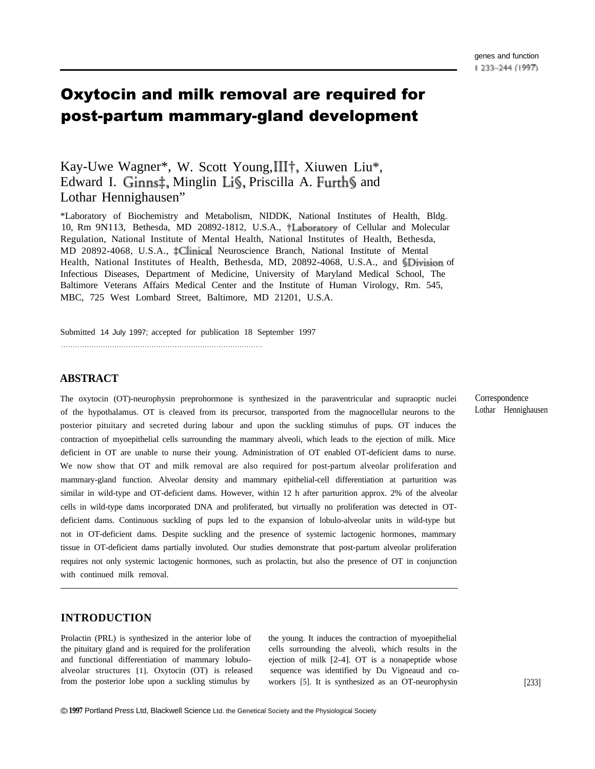# Oxytocin and milk removal are required for post-partum mammary-gland development

Kay-Uwe Wagner*, W. Scott Young, III†, Xiuwen Liu*, Edward I. Ginns‡, Minglin Li§, Priscilla A. Furth§ and Lothar Hennighausen"

*Laboratory of Biochemistry and Metabolism, NIDDK, National Institutes of Health, Bldg. 10, Rm 9N113, Bethesda, MD 20892-1812, U.S.A., †Laboratory of Cellular and Molecular Regulation, National Institute of Mental Health, National Institutes of Health, Bethesda, MD 20892-4068, U.S.A., ‡Clinical Neuroscience Branch, National Institute of Mental Health, National Institutes of Health, Bethesda, MD, 20892-4068, U.S.A., and §Division of Infectious Diseases, Department of Medicine, University of Maryland Medical School, The Baltimore Veterans Affairs Medical Center and the Institute of Human Virology, Rm. 545, MBC, 725 West Lombard Street, Baltimore, MD 21201, U.S.A.

Submitted 14 July 1997; accepted for publication 18 September 1997

Correspondence
Lothar Hennighausen

## ABSTRACT

The oxytocin (OT)-neurophysin preprohormone is synthesized in the paraventricular and supraoptic nuclei of the hypothalamus. OT is cleaved from its precursor, transported from the magnocellular neurons to the posterior pituitary and secreted during labour and upon the suckling stimulus of pups. OT induces the contraction of myoepithelial cells surrounding the mammary alveoli, which leads to the ejection of milk. Mice deficient in OT are unable to nurse their young. Administration of OT enabled OT-deficient dams to nurse. We now show that OT and milk removal are also required for post-partum alveolar proliferation and mammary-gland function. Alveolar density and mammary epithelial-cell differentiation at parturition was similar in wild-type and OT-deficient dams. However, within 12 h after parturition approx. 2% of the alveolar cells in wild-type dams incorporated DNA and proliferated, but virtually no proliferation was detected in OT-deficient dams. Continuous suckling of pups led to the expansion of lobulo-alveolar units in wild-type but not in OT-deficient dams. Despite suckling and the presence of systemic lactogenic hormones, mammary tissue in OT-deficient dams partially involuted. Our studies demonstrate that post-partum alveolar proliferation requires not only systemic lactogenic hormones, such as prolactin, but also the presence of OT in conjunction with continued milk removal.

## INTRODUCTION

Prolactin (PRL) is synthesized in the anterior lobe of the pituitary gland and is required for the proliferation and functional differentiation of mammary lobulo-alveolar structures [1]. Oxytocin (OT) is released from the posterior lobe upon a suckling stimulus by the young. It induces the contraction of myoepithelial cells surrounding the alveoli, which results in the ejection of milk [2-4]. OT is a nonapeptide whose sequence was identified by Du Vigneaud and co-workers [5]. It is synthesized as an OT-neurophysin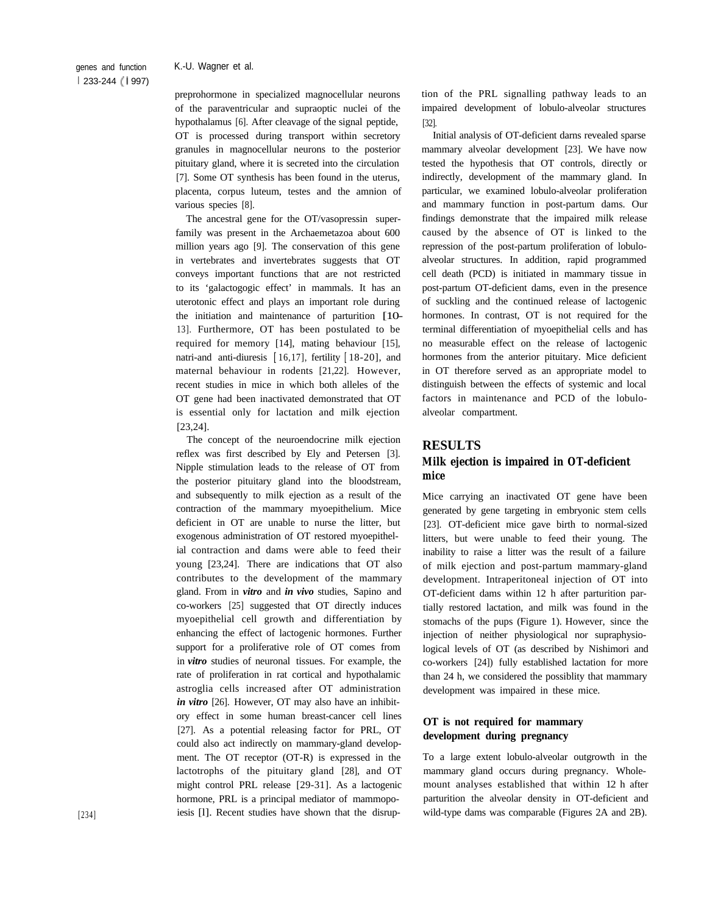preprohormone in specialized magnocellular neurons of the paraventricular and supraoptic nuclei of the hypothalamus [6]. After cleavage of the signal peptide, OT is processed during transport within secretory granules in magnocellular neurons to the posterior pituitary gland, where it is secreted into the circulation [7]. Some OT synthesis has been found in the uterus, placenta, corpus luteum, testes and the amnion of various species [8].

The ancestral gene for the OT/vasopressin superfamily was present in the Archaemetazoa about 600 million years ago [9]. The conservation of this gene in vertebrates and invertebrates suggests that OT conveys important functions that are not restricted to its 'galactogogic effect' in mammals. It has an uterotonic effect and plays an important role during the initiation and maintenance of parturition [10-13]. Furthermore, OT has been postulated to be required for memory [14], mating behaviour [15], natri-and anti-diuresis [16,17], fertility [18-20], and maternal behaviour in rodents [21,22]. However, recent studies in mice in which both alleles of the OT gene had been inactivated demonstrated that OT is essential only for lactation and milk ejection [23,24].

The concept of the neuroendocrine milk ejection reflex was first described by Ely and Petersen [3]. Nipple stimulation leads to the release of OT from the posterior pituitary gland into the bloodstream, and subsequently to milk ejection as a result of the contraction of the mammary myoepithelium. Mice deficient in OT are unable to nurse the litter, but exogenous administration of OT restored myoepithelial contraction and dams were able to feed their young [23,24]. There are indications that OT also contributes to the development of the mammary gland. From in ***vitro*** and ***in vivo*** studies, Sapino and co-workers [25] suggested that OT directly induces myoepithelial cell growth and differentiation by enhancing the effect of lactogenic hormones. Further support for a proliferative role of OT comes from in ***vitro*** studies of neuronal tissues. For example, the rate of proliferation in rat cortical and hypothalamic astroglia cells increased after OT administration ***in vitro*** [26]. However, OT may also have an inhibitory effect in some human breast-cancer cell lines [27]. As a potential releasing factor for PRL, OT could also act indirectly on mammary-gland development. The OT receptor (OT-R) is expressed in the lactotrophs of the pituitary gland [28], and OT might control PRL release [29-31]. As a lactogenic hormone, PRL is a principal mediator of mammopoiesis [1]. Recent studies have shown that the disruption of the PRL signalling pathway leads to an impaired development of lobulo-alveolar structures [32].

Initial analysis of OT-deficient darns revealed sparse mammary alveolar development [23]. We have now tested the hypothesis that OT controls, directly or indirectly, development of the mammary gland. In particular, we examined lobulo-alveolar proliferation and mammary function in post-partum dams. Our findings demonstrate that the impaired milk release caused by the absence of OT is linked to the repression of the post-partum proliferation of lobulo-alveolar structures. In addition, rapid programmed cell death (PCD) is initiated in mammary tissue in post-partum OT-deficient dams, even in the presence of suckling and the continued release of lactogenic hormones. In contrast, OT is not required for the terminal differentiation of myoepithelial cells and has no measurable effect on the release of lactogenic hormones from the anterior pituitary. Mice deficient in OT therefore served as an appropriate model to distinguish between the effects of systemic and local factors in maintenance and PCD of the lobulo-alveolar compartment.

## RESULTS

### Milk ejection is impaired in OT-deficient mice

Mice carrying an inactivated OT gene have been generated by gene targeting in embryonic stem cells [23]. OT-deficient mice gave birth to normal-sized litters, but were unable to feed their young. The inability to raise a litter was the result of a failure of milk ejection and post-partum mammary-gland development. Intraperitoneal injection of OT into OT-deficient dams within 12 h after parturition partially restored lactation, and milk was found in the stomachs of the pups (Figure 1). However, since the injection of neither physiological nor supraphysiological levels of OT (as described by Nishimori and co-workers [24]) fully established lactation for more than 24 h, we considered the possiblity that mammary development was impaired in these mice.

### OT is not required for mammary development during pregnancy

To a large extent lobulo-alveolar outgrowth in the mammary gland occurs during pregnancy. Whole-mount analyses established that within 12 h after parturition the alveolar density in OT-deficient and wild-type dams was comparable (Figures 2A and 2B).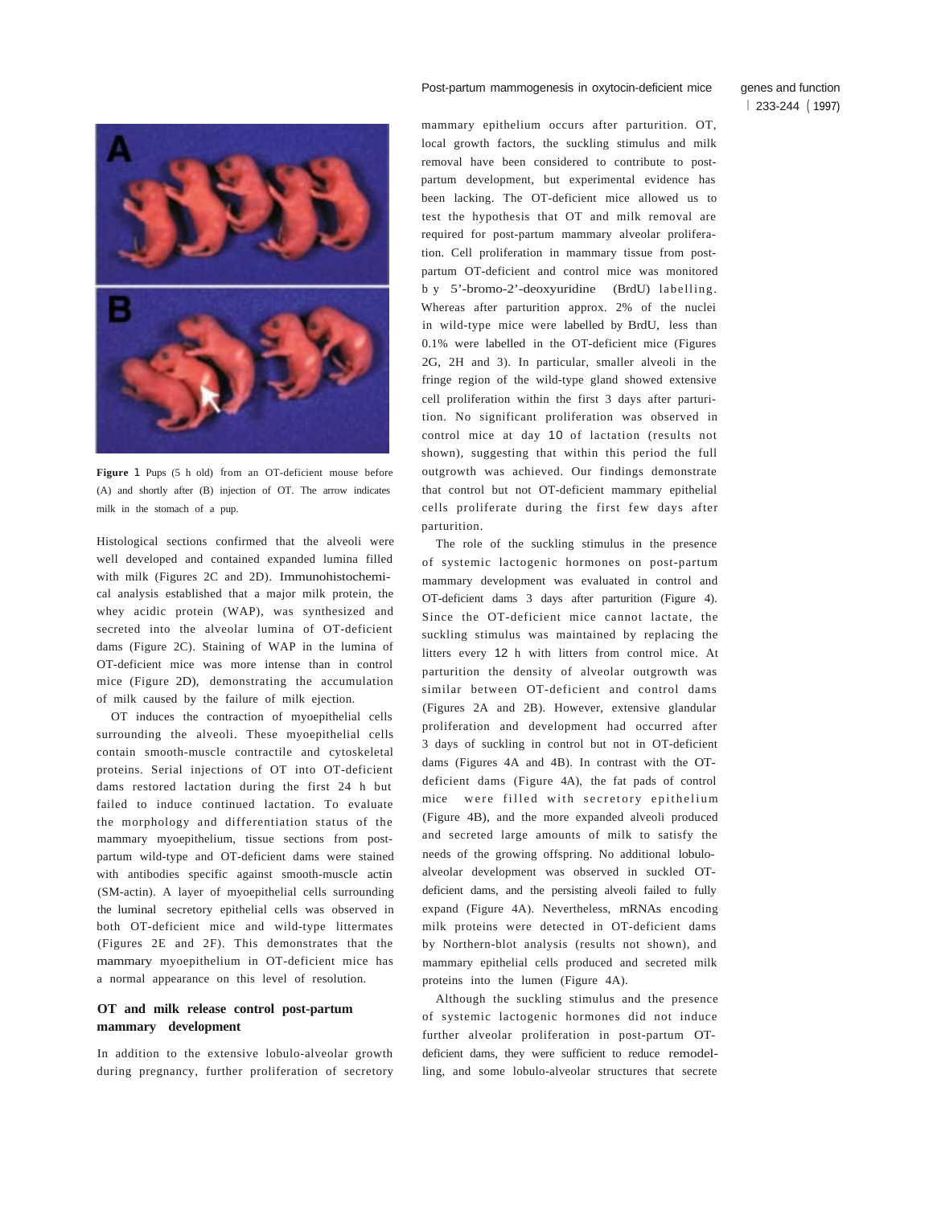Figure 1 Pups (5 h old) from an OT-deficient mouse before (A) and shortly after (B) injection of OT. The arrow indicates milk in the stomach of a pup.

Histological sections confirmed that the alveoli were well developed and contained expanded lumina filled with milk (Figures 2C and 2D). Immunohistochemical analysis established that a major milk protein, the whey acidic protein (WAP), was synthesized and secreted into the alveolar lumina of OT-deficient dams (Figure 2C). Staining of WAP in the lumina of OT-deficient mice was more intense than in control mice (Figure 2D), demonstrating the accumulation of milk caused by the failure of milk ejection.

OT induces the contraction of myoepithelial cells surrounding the alveoli. These myoepithelial cells contain smooth-muscle contractile and cytoskeletal proteins. Serial injections of OT into OT-deficient dams restored lactation during the first 24 h but failed to induce continued lactation. To evaluate the morphology and differentiation status of the mammary myoepithelium, tissue sections from post-partum wild-type and OT-deficient dams were stained with antibodies specific against smooth-muscle actin (SM-actin). A layer of myoepithelial cells surrounding the luminal secretory epithelial cells was observed in both OT-deficient mice and wild-type littermates (Figures 2E and 2F). This demonstrates that the mammary myoepithelium in OT-deficient mice has a normal appearance on this level of resolution.

## OT and milk release control post-partum mammary development

In addition to the extensive lobulo-alveolar growth during pregnancy, further proliferation of secretory mammary epithelium occurs after parturition. OT, local growth factors, the suckling stimulus and milk removal have been considered to contribute to post-partum development, but experimental evidence has been lacking. The OT-deficient mice allowed us to test the hypothesis that OT and milk removal are required for post-partum mammary alveolar proliferation. Cell proliferation in mammary tissue from post-partum OT-deficient and control mice was monitored by 5'-bromo-2'-deoxyuridine (BrdU) labelling. Whereas after parturition approx. 2% of the nuclei in wild-type mice were labelled by BrdU, less than 0.1% were labelled in the OT-deficient mice (Figures 2G, 2H and 3). In particular, smaller alveoli in the fringe region of the wild-type gland showed extensive cell proliferation within the first 3 days after parturition. No significant proliferation was observed in control mice at day 10 of lactation (results not shown), suggesting that within this period the full outgrowth was achieved. Our findings demonstrate that control but not OT-deficient mammary epithelial cells proliferate during the first few days after parturition.

The role of the suckling stimulus in the presence of systemic lactogenic hormones on post-partum mammary development was evaluated in control and OT-deficient dams 3 days after parturition (Figure 4). Since the OT-deficient mice cannot lactate, the suckling stimulus was maintained by replacing the litters every 12 h with litters from control mice. At parturition the density of alveolar outgrowth was similar between OT-deficient and control dams (Figures 2A and 2B). However, extensive glandular proliferation and development had occurred after 3 days of suckling in control but not in OT-deficient dams (Figures 4A and 4B). In contrast with the OT-deficient dams (Figure 4A), the fat pads of control mice were filled with secretory epithelium (Figure 4B), and the more expanded alveoli produced and secreted large amounts of milk to satisfy the needs of the growing offspring. No additional lobulo-alveolar development was observed in suckled OT-deficient dams, and the persisting alveoli failed to fully expand (Figure 4A). Nevertheless, mRNAs encoding milk proteins were detected in OT-deficient dams by Northern-blot analysis (results not shown), and mammary epithelial cells produced and secreted milk proteins into the lumen (Figure 4A).

Although the suckling stimulus and the presence of systemic lactogenic hormones did not induce further alveolar proliferation in post-partum OT-deficient dams, they were sufficient to reduce remodelling, and some lobulo-alveolar structures that secrete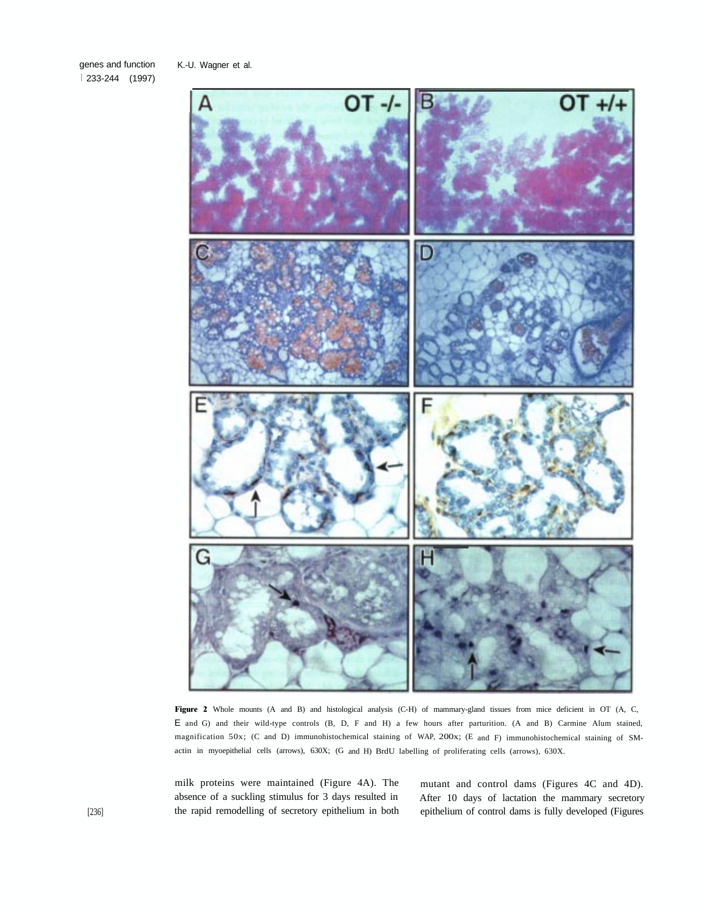**Figure 2** Whole mounts (A and B) and histological analysis (C-H) of mammary-gland tissues from mice deficient in OT (A, C, E and G) and their wild-type controls (B, D, F and H) a few hours after parturition. (A and B) Carmine Alum stained, magnification 50x; (C and D) immunohistochemical staining of WAP, 200x; (E and F) immunohistochemical staining of SM-actin in myoepithelial cells (arrows), 630X; (G and H) BrdU labelling of proliferating cells (arrows), 630X.

milk proteins were maintained (Figure 4A). The absence of a suckling stimulus for 3 days resulted in the rapid remodelling of secretory epithelium in both mutant and control dams (Figures 4C and 4D). After 10 days of lactation the mammary secretory epithelium of control dams is fully developed (Figures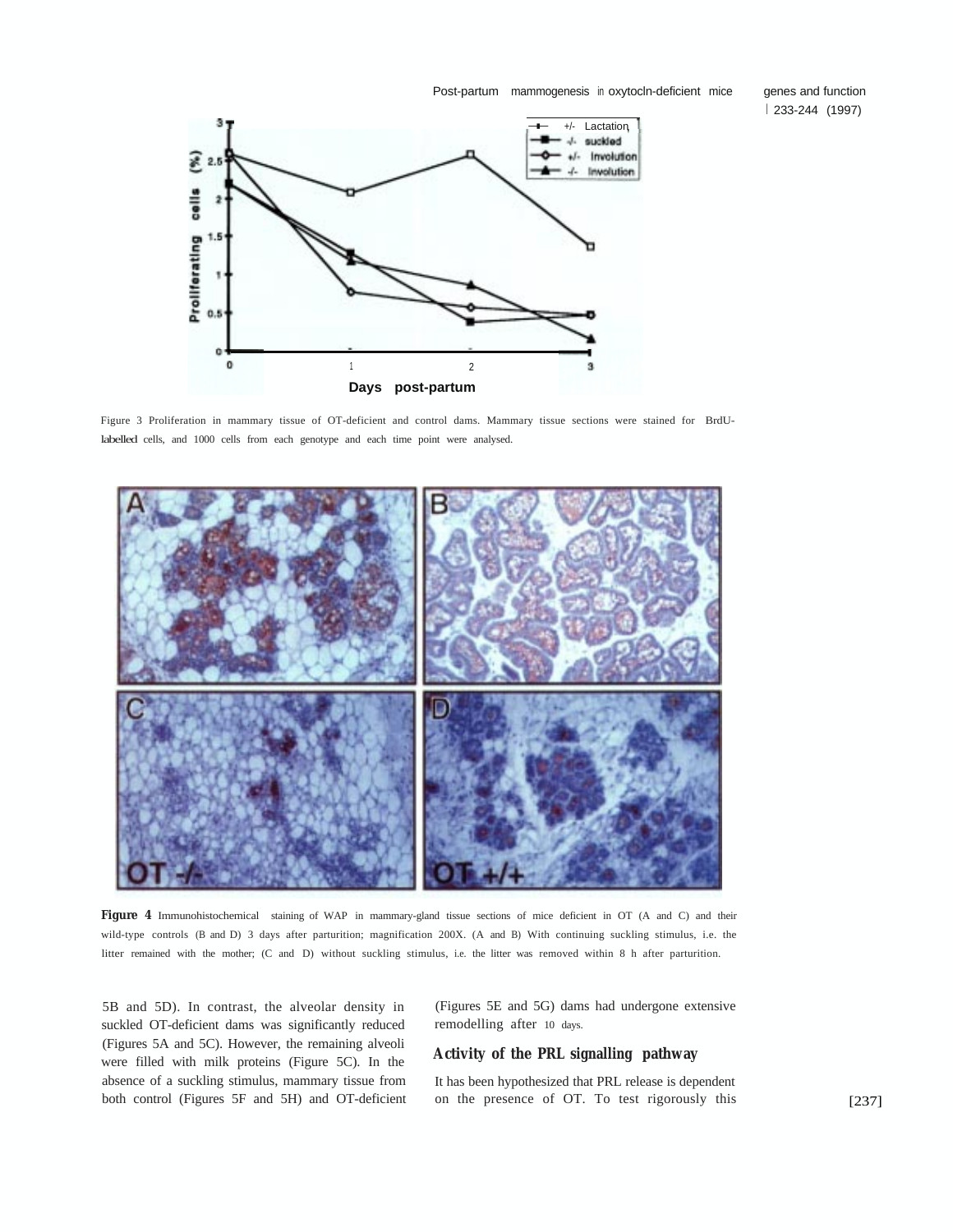Figure 3 Proliferation in mammary tissue of OT-deficient and control dams. Mammary tissue sections were stained for BrdU-labelled cells, and 1000 cells from each genotype and each time point were analysed.

**Figure 4** Immunohistochemical staining of WAP in mammary-gland tissue sections of mice deficient in OT (A and C) and their wild-type controls (B and D) 3 days after parturition; magnification 200X. (A and B) With continuing suckling stimulus, i.e. the litter remained with the mother; (C and D) without suckling stimulus, i.e. the litter was removed within 8 h after parturition.

5B and 5D). In contrast, the alveolar density in suckled OT-deficient dams was significantly reduced (Figures 5A and 5C). However, the remaining alveoli were filled with milk proteins (Figure 5C). In the absence of a suckling stimulus, mammary tissue from both control (Figures 5F and 5H) and OT-deficient (Figures 5E and 5G) dams had undergone extensive remodelling after 10 days.

## Activity of the PRL signalling pathway

It has been hypothesized that PRL release is dependent on the presence of OT. To test rigorously this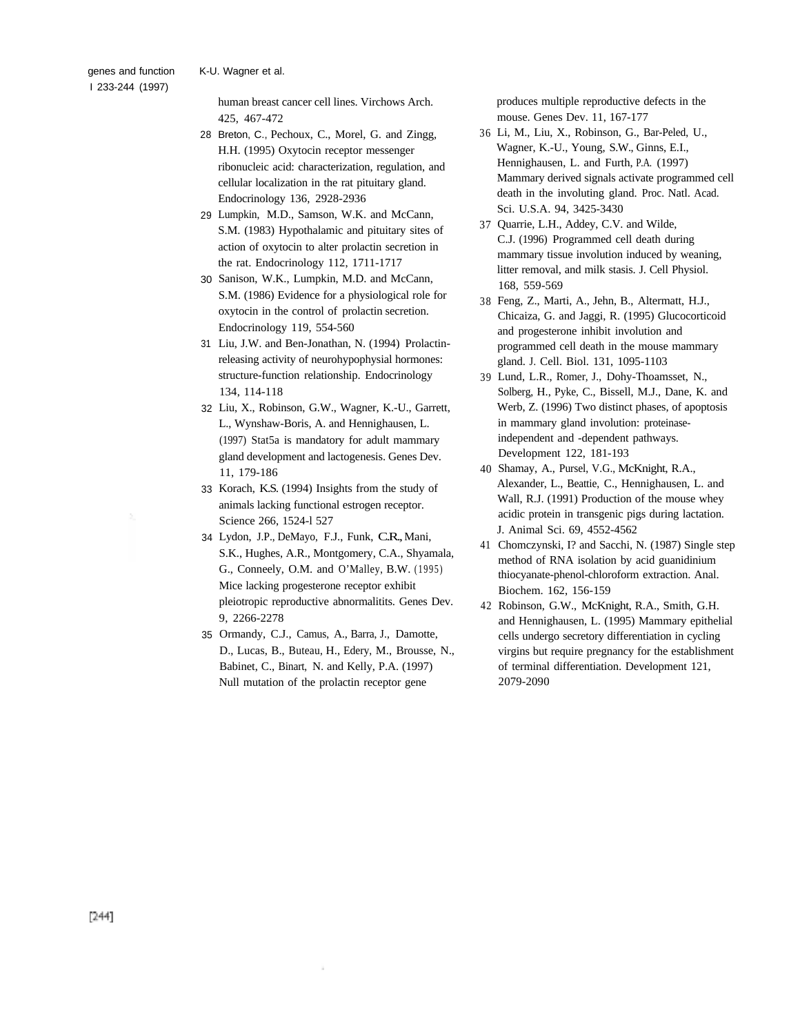human breast cancer cell lines. Virchows Arch. 425, 467-472

28 Breton, C., Pechoux, C., Morel, G. and Zingg, H.H. (1995) Oxytocin receptor messenger ribonucleic acid: characterization, regulation, and cellular localization in the rat pituitary gland. Endocrinology 136, 2928-2936

29 Lumpkin, M.D., Samson, W.K. and McCann, S.M. (1983) Hypothalamic and pituitary sites of action of oxytocin to alter prolactin secretion in the rat. Endocrinology 112, 1711-1717

30 Sanison, W.K., Lumpkin, M.D. and McCann, S.M. (1986) Evidence for a physiological role for oxytocin in the control of prolactin secretion. Endocrinology 119, 554-560

31 Liu, J.W. and Ben-Jonathan, N. (1994) Prolactin-releasing activity of neurohypophysial hormones: structure-function relationship. Endocrinology 134, 114-118

32 Liu, X., Robinson, G.W., Wagner, K.-U., Garrett, L., Wynshaw-Boris, A. and Hennighausen, L. (1997) Stat5a is mandatory for adult mammary gland development and lactogenesis. Genes Dev. 11, 179-186

33 Korach, K.S. (1994) Insights from the study of animals lacking functional estrogen receptor. Science 266, 1524-l 527

34 Lydon, J.P., DeMayo, F.J., Funk, C.R., Mani, S.K., Hughes, A.R., Montgomery, C.A., Shyamala, G., Conneely, O.M. and O'Malley, B.W. (1995) Mice lacking progesterone receptor exhibit pleiotropic reproductive abnormalitits. Genes Dev. 9, 2266-2278

35 Ormandy, C.J., Camus, A., Barra, J., Damotte, D., Lucas, B., Buteau, H., Edery, M., Brousse, N., Babinet, C., Binart, N. and Kelly, P.A. (1997) Null mutation of the prolactin receptor gene produces multiple reproductive defects in the mouse. Genes Dev. 11, 167-177

36 Li, M., Liu, X., Robinson, G., Bar-Peled, U., Wagner, K.-U., Young, S.W., Ginns, E.I., Hennighausen, L. and Furth, P.A. (1997) Mammary derived signals activate programmed cell death in the involuting gland. Proc. Natl. Acad. Sci. U.S.A. 94, 3425-3430

37 Quarrie, L.H., Addey, C.V. and Wilde, C.J. (1996) Programmed cell death during mammary tissue involution induced by weaning, litter removal, and milk stasis. J. Cell Physiol. 168, 559-569

38 Feng, Z., Marti, A., Jehn, B., Altermatt, H.J., Chicaiza, G. and Jaggi, R. (1995) Glucocorticoid and progesterone inhibit involution and programmed cell death in the mouse mammary gland. J. Cell. Biol. 131, 1095-1103

39 Lund, L.R., Romer, J., Dohy-Thoamsset, N., Solberg, H., Pyke, C., Bissell, M.J., Dane, K. and Werb, Z. (1996) Two distinct phases, of apoptosis in mammary gland involution: proteinase-independent and -dependent pathways. Development 122, 181-193

40 Shamay, A., Pursel, V.G., McKnight, R.A., Alexander, L., Beattie, C., Hennighausen, L. and Wall, R.J. (1991) Production of the mouse whey acidic protein in transgenic pigs during lactation. J. Animal Sci. 69, 4552-4562

41 Chomczynski, I? and Sacchi, N. (1987) Single step method of RNA isolation by acid guanidinium thiocyanate-phenol-chloroform extraction. Anal. Biochem. 162, 156-159

42 Robinson, G.W., McKnight, R.A., Smith, G.H. and Hennighausen, L. (1995) Mammary epithelial cells undergo secretory differentiation in cycling virgins but require pregnancy for the establishment of terminal differentiation. Development 121, 2079-2090